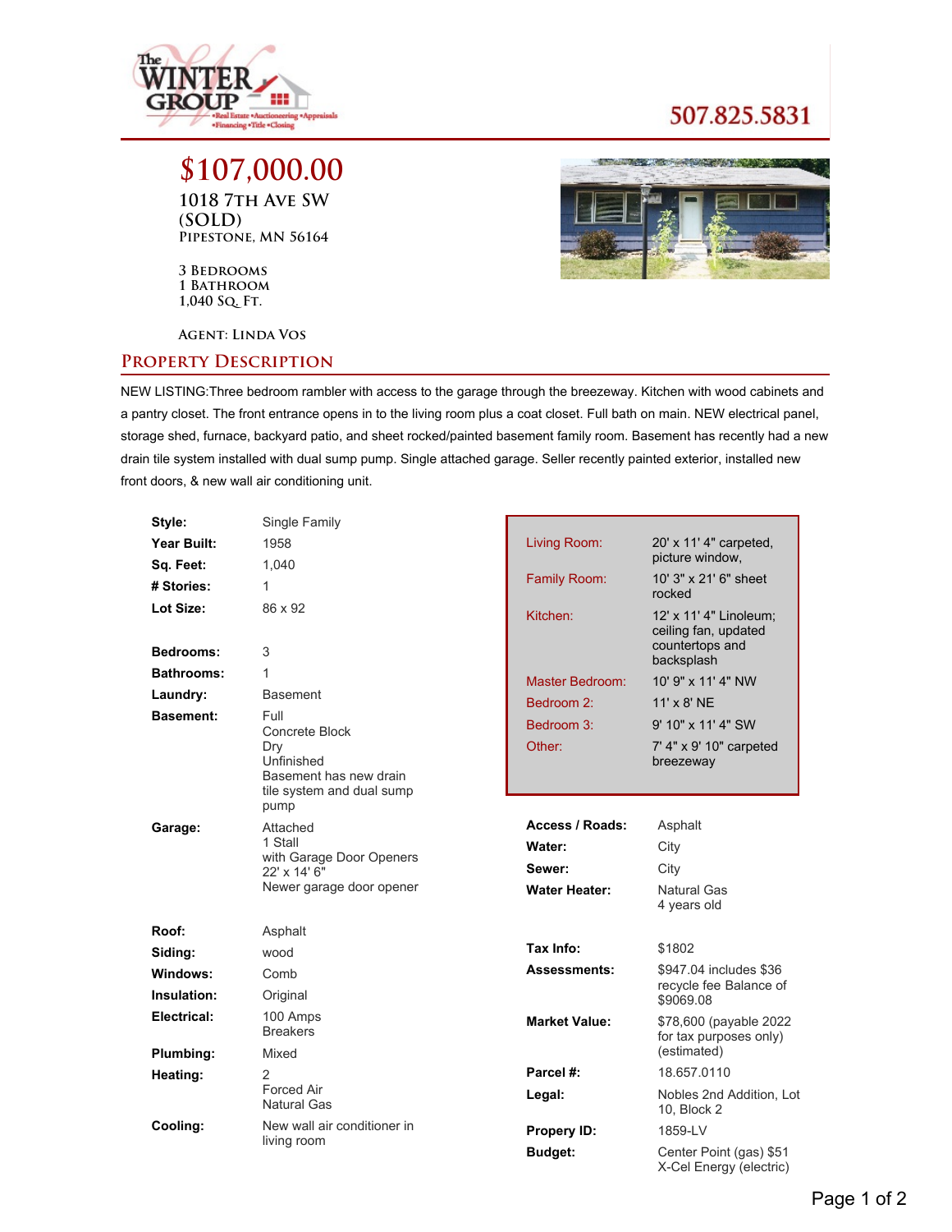The Winter Group — Real Estate • Auctioneering • Appraisals • Financing • Title • Closing

507.825.5831

# $107,000.00

## 1018 7th Ave SW (SOLD)
### Pipestone, MN 56164

3 Bedrooms
1 Bathroom
1,040 Sq. Ft.

Agent: Linda Vos

## Property Description

NEW LISTING:Three bedroom rambler with access to the garage through the breezeway. Kitchen with wood cabinets and a pantry closet. The front entrance opens in to the living room plus a coat closet. Full bath on main. NEW electrical panel, storage shed, furnace, backyard patio, and sheet rocked/painted basement family room. Basement has recently had a new drain tile system installed with dual sump pump. Single attached garage. Seller recently painted exterior, installed new front doors, & new wall air conditioning unit.

| | |
|---|---|
| **Style:** | Single Family |
| **Year Built:** | 1958 |
| **Sq. Feet:** | 1,040 |
| **# Stories:** | 1 |
| **Lot Size:** | 86 x 92 |
| **Bedrooms:** | 3 |
| **Bathrooms:** | 1 |
| **Laundry:** | Basement |
| **Basement:** | Full<br>Concrete Block<br>Dry<br>Unfinished<br>Basement has new drain tile system and dual sump pump |
| **Garage:** | Attached<br>1 Stall<br>with Garage Door Openers<br>22' x 14' 6"<br>Newer garage door opener |
| **Roof:** | Asphalt |
| **Siding:** | wood |
| **Windows:** | Comb |
| **Insulation:** | Original |
| **Electrical:** | 100 Amps<br>Breakers |
| **Plumbing:** | Mixed |
| **Heating:** | 2<br>Forced Air<br>Natural Gas |
| **Cooling:** | New wall air conditioner in living room |

| | |
|---|---|
| Living Room: | 20' x 11' 4" carpeted, picture window, |
| Family Room: | 10' 3" x 21' 6" sheet rocked |
| Kitchen: | 12' x 11' 4" Linoleum; ceiling fan, updated countertops and backsplash |
| Master Bedroom: | 10' 9" x 11' 4" NW |
| Bedroom 2: | 11' x 8' NE |
| Bedroom 3: | 9' 10" x 11' 4" SW |
| Other: | 7' 4" x 9' 10" carpeted breezeway |

| | |
|---|---|
| **Access / Roads:** | Asphalt |
| **Water:** | City |
| **Sewer:** | City |
| **Water Heater:** | Natural Gas<br>4 years old |
| **Tax Info:** | $1802 |
| **Assessments:** | $947.04 includes $36 recycle fee Balance of $9069.08 |
| **Market Value:** | $78,600 (payable 2022 for tax purposes only) (estimated) |
| **Parcel #:** | 18.657.0110 |
| **Legal:** | Nobles 2nd Addition, Lot 10, Block 2 |
| **Propery ID:** | 1859-LV |
| **Budget:** | Center Point (gas) $51<br>X-Cel Energy (electric) |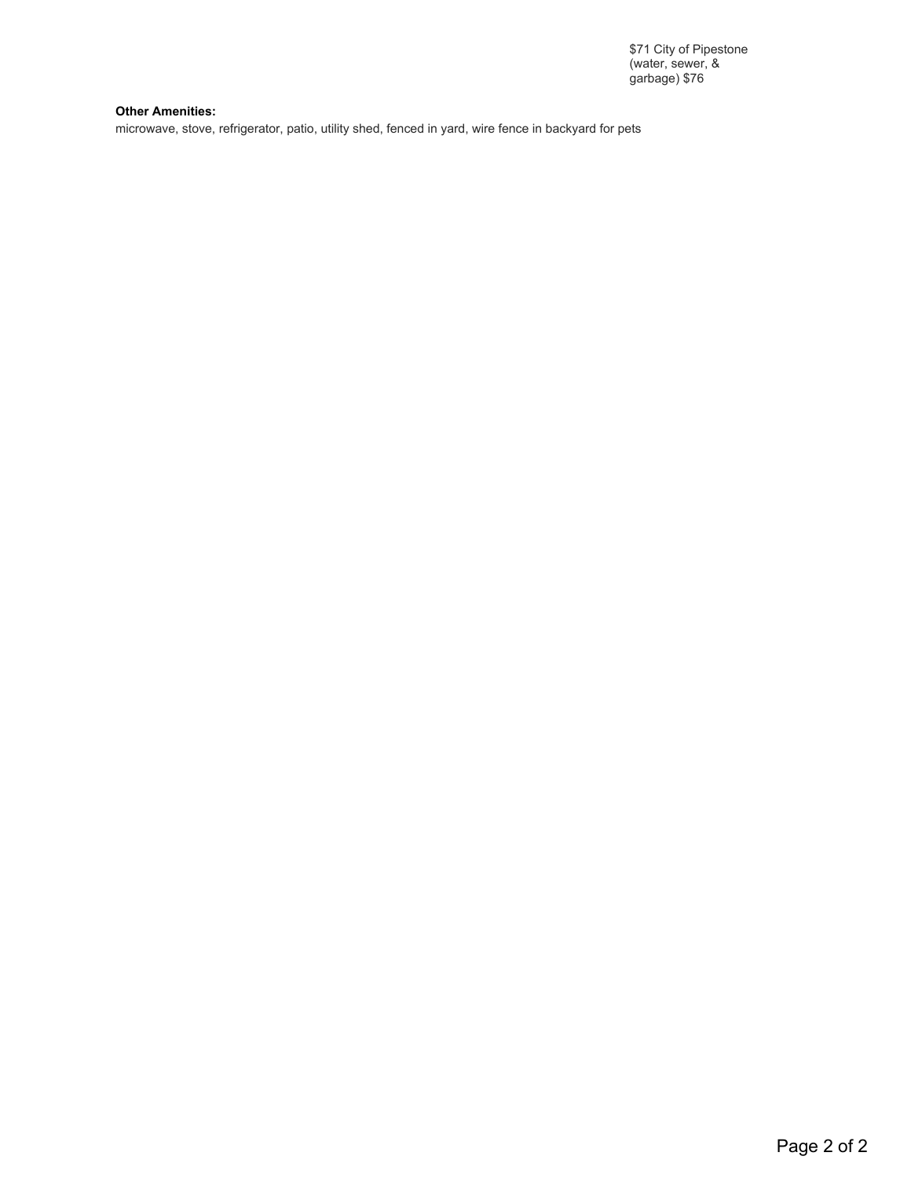$71 City of Pipestone (water, sewer, & garbage) $76

**Other Amenities:**
microwave, stove, refrigerator, patio, utility shed, fenced in yard, wire fence in backyard for pets